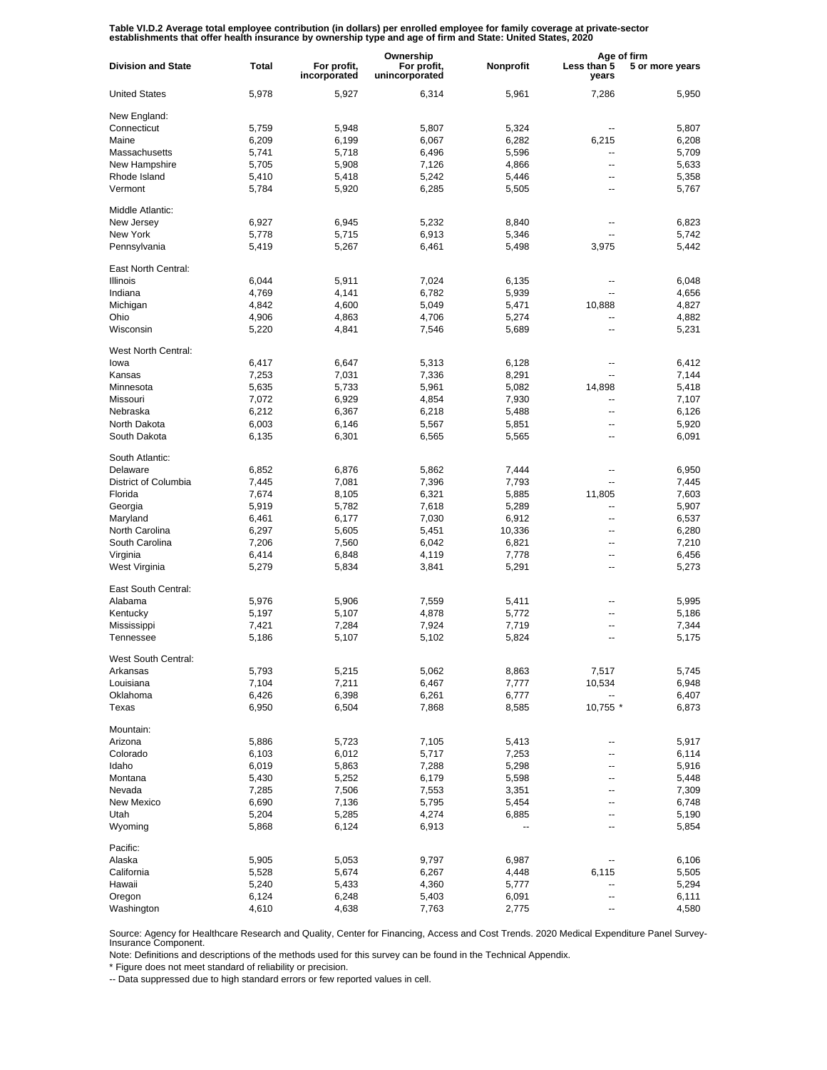**Table VI.D.2 Average total employee contribution (in dollars) per enrolled employee for family coverage at private-sector establishments that offer health insurance by ownership type and age of firm and State: United States, 2020**

| Division and State | Total | Ownership | | | Age of firm | |
|---|---|---|---|---|---|---|
| | | For profit, incorporated | For profit, unincorporated | Nonprofit | Less than 5 years | 5 or more years |
| United States | 5,978 | 5,927 | 6,314 | 5,961 | 7,286 | 5,950 |
| New England: | | | | | | |
| Connecticut | 5,759 | 5,948 | 5,807 | 5,324 | -- | 5,807 |
| Maine | 6,209 | 6,199 | 6,067 | 6,282 | 6,215 | 6,208 |
| Massachusetts | 5,741 | 5,718 | 6,496 | 5,596 | -- | 5,709 |
| New Hampshire | 5,705 | 5,908 | 7,126 | 4,866 | -- | 5,633 |
| Rhode Island | 5,410 | 5,418 | 5,242 | 5,446 | -- | 5,358 |
| Vermont | 5,784 | 5,920 | 6,285 | 5,505 | -- | 5,767 |
| Middle Atlantic: | | | | | | |
| New Jersey | 6,927 | 6,945 | 5,232 | 8,840 | -- | 6,823 |
| New York | 5,778 | 5,715 | 6,913 | 5,346 | -- | 5,742 |
| Pennsylvania | 5,419 | 5,267 | 6,461 | 5,498 | 3,975 | 5,442 |
| East North Central: | | | | | | |
| Illinois | 6,044 | 5,911 | 7,024 | 6,135 | -- | 6,048 |
| Indiana | 4,769 | 4,141 | 6,782 | 5,939 | -- | 4,656 |
| Michigan | 4,842 | 4,600 | 5,049 | 5,471 | 10,888 | 4,827 |
| Ohio | 4,906 | 4,863 | 4,706 | 5,274 | -- | 4,882 |
| Wisconsin | 5,220 | 4,841 | 7,546 | 5,689 | -- | 5,231 |
| West North Central: | | | | | | |
| Iowa | 6,417 | 6,647 | 5,313 | 6,128 | -- | 6,412 |
| Kansas | 7,253 | 7,031 | 7,336 | 8,291 | -- | 7,144 |
| Minnesota | 5,635 | 5,733 | 5,961 | 5,082 | 14,898 | 5,418 |
| Missouri | 7,072 | 6,929 | 4,854 | 7,930 | -- | 7,107 |
| Nebraska | 6,212 | 6,367 | 6,218 | 5,488 | -- | 6,126 |
| North Dakota | 6,003 | 6,146 | 5,567 | 5,851 | -- | 5,920 |
| South Dakota | 6,135 | 6,301 | 6,565 | 5,565 | -- | 6,091 |
| South Atlantic: | | | | | | |
| Delaware | 6,852 | 6,876 | 5,862 | 7,444 | -- | 6,950 |
| District of Columbia | 7,445 | 7,081 | 7,396 | 7,793 | -- | 7,445 |
| Florida | 7,674 | 8,105 | 6,321 | 5,885 | 11,805 | 7,603 |
| Georgia | 5,919 | 5,782 | 7,618 | 5,289 | -- | 5,907 |
| Maryland | 6,461 | 6,177 | 7,030 | 6,912 | -- | 6,537 |
| North Carolina | 6,297 | 5,605 | 5,451 | 10,336 | -- | 6,280 |
| South Carolina | 7,206 | 7,560 | 6,042 | 6,821 | -- | 7,210 |
| Virginia | 6,414 | 6,848 | 4,119 | 7,778 | -- | 6,456 |
| West Virginia | 5,279 | 5,834 | 3,841 | 5,291 | -- | 5,273 |
| East South Central: | | | | | | |
| Alabama | 5,976 | 5,906 | 7,559 | 5,411 | -- | 5,995 |
| Kentucky | 5,197 | 5,107 | 4,878 | 5,772 | -- | 5,186 |
| Mississippi | 7,421 | 7,284 | 7,924 | 7,719 | -- | 7,344 |
| Tennessee | 5,186 | 5,107 | 5,102 | 5,824 | -- | 5,175 |
| West South Central: | | | | | | |
| Arkansas | 5,793 | 5,215 | 5,062 | 8,863 | 7,517 | 5,745 |
| Louisiana | 7,104 | 7,211 | 6,467 | 7,777 | 10,534 | 6,948 |
| Oklahoma | 6,426 | 6,398 | 6,261 | 6,777 | -- | 6,407 |
| Texas | 6,950 | 6,504 | 7,868 | 8,585 | 10,755 * | 6,873 |
| Mountain: | | | | | | |
| Arizona | 5,886 | 5,723 | 7,105 | 5,413 | -- | 5,917 |
| Colorado | 6,103 | 6,012 | 5,717 | 7,253 | -- | 6,114 |
| Idaho | 6,019 | 5,863 | 7,288 | 5,298 | -- | 5,916 |
| Montana | 5,430 | 5,252 | 6,179 | 5,598 | -- | 5,448 |
| Nevada | 7,285 | 7,506 | 7,553 | 3,351 | -- | 7,309 |
| New Mexico | 6,690 | 7,136 | 5,795 | 5,454 | -- | 6,748 |
| Utah | 5,204 | 5,285 | 4,274 | 6,885 | -- | 5,190 |
| Wyoming | 5,868 | 6,124 | 6,913 | -- | -- | 5,854 |
| Pacific: | | | | | | |
| Alaska | 5,905 | 5,053 | 9,797 | 6,987 | -- | 6,106 |
| California | 5,528 | 5,674 | 6,267 | 4,448 | 6,115 | 5,505 |
| Hawaii | 5,240 | 5,433 | 4,360 | 5,777 | -- | 5,294 |
| Oregon | 6,124 | 6,248 | 5,403 | 6,091 | -- | 6,111 |
| Washington | 4,610 | 4,638 | 7,763 | 2,775 | -- | 4,580 |

Source: Agency for Healthcare Research and Quality, Center for Financing, Access and Cost Trends. 2020 Medical Expenditure Panel Survey-Insurance Component.

Note: Definitions and descriptions of the methods used for this survey can be found in the Technical Appendix.

* Figure does not meet standard of reliability or precision.

-- Data suppressed due to high standard errors or few reported values in cell.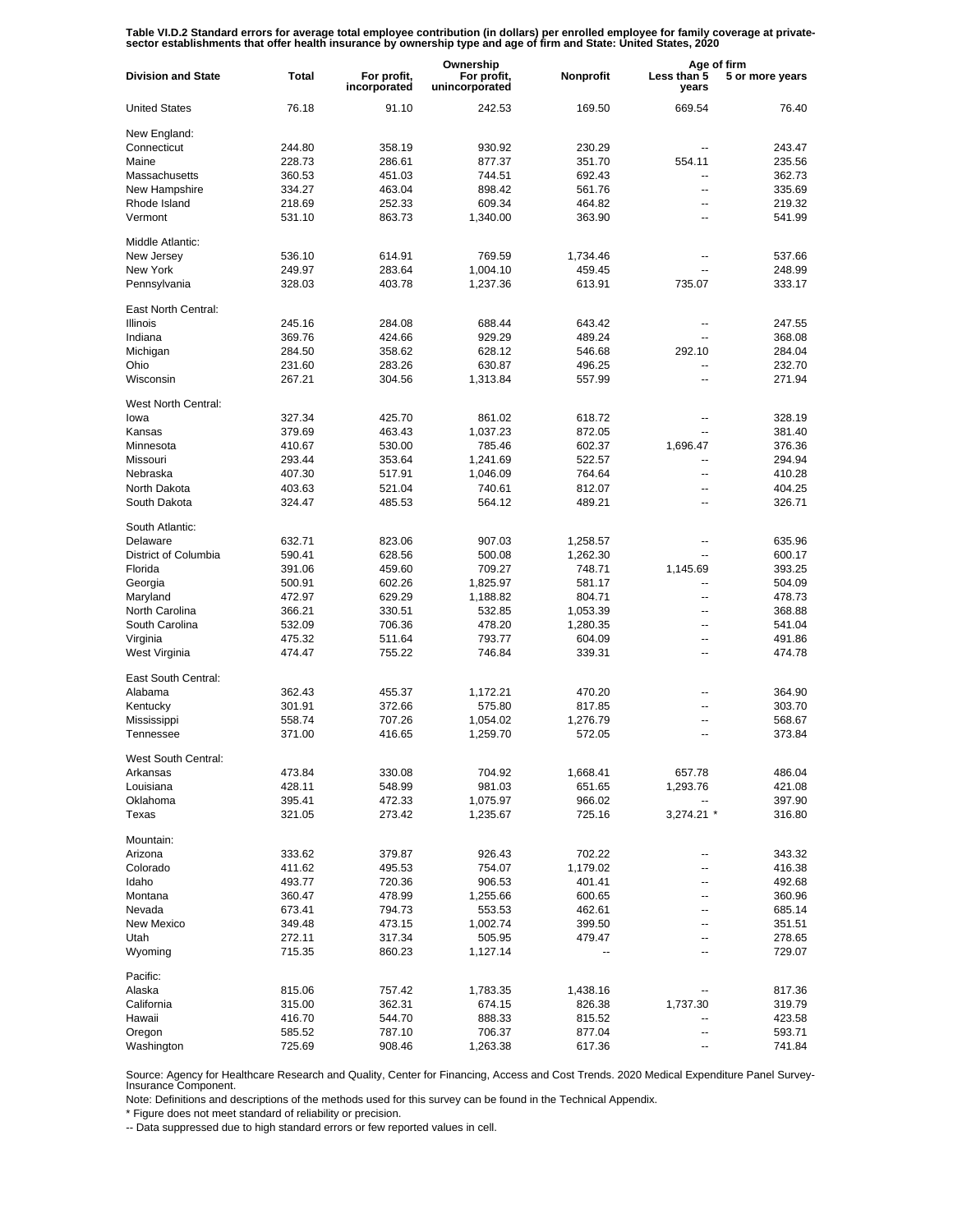**Table VI.D.2 Standard errors for average total employee contribution (in dollars) per enrolled employee for family coverage at private-sector establishments that offer health insurance by ownership type and age of firm and State: United States, 2020**

| Division and State | Total | Ownership | | | Age of firm | |
|---|---|---|---|---|---|---|
| | | For profit, incorporated | For profit, unincorporated | Nonprofit | Less than 5 years | 5 or more years |
| United States | 76.18 | 91.10 | 242.53 | 169.50 | 669.54 | 76.40 |
| New England: | | | | | | |
| Connecticut | 244.80 | 358.19 | 930.92 | 230.29 | -- | 243.47 |
| Maine | 228.73 | 286.61 | 877.37 | 351.70 | 554.11 | 235.56 |
| Massachusetts | 360.53 | 451.03 | 744.51 | 692.43 | -- | 362.73 |
| New Hampshire | 334.27 | 463.04 | 898.42 | 561.76 | -- | 335.69 |
| Rhode Island | 218.69 | 252.33 | 609.34 | 464.82 | -- | 219.32 |
| Vermont | 531.10 | 863.73 | 1,340.00 | 363.90 | -- | 541.99 |
| Middle Atlantic: | | | | | | |
| New Jersey | 536.10 | 614.91 | 769.59 | 1,734.46 | -- | 537.66 |
| New York | 249.97 | 283.64 | 1,004.10 | 459.45 | -- | 248.99 |
| Pennsylvania | 328.03 | 403.78 | 1,237.36 | 613.91 | 735.07 | 333.17 |
| East North Central: | | | | | | |
| Illinois | 245.16 | 284.08 | 688.44 | 643.42 | -- | 247.55 |
| Indiana | 369.76 | 424.66 | 929.29 | 489.24 | -- | 368.08 |
| Michigan | 284.50 | 358.62 | 628.12 | 546.68 | 292.10 | 284.04 |
| Ohio | 231.60 | 283.26 | 630.87 | 496.25 | -- | 232.70 |
| Wisconsin | 267.21 | 304.56 | 1,313.84 | 557.99 | -- | 271.94 |
| West North Central: | | | | | | |
| Iowa | 327.34 | 425.70 | 861.02 | 618.72 | -- | 328.19 |
| Kansas | 379.69 | 463.43 | 1,037.23 | 872.05 | -- | 381.40 |
| Minnesota | 410.67 | 530.00 | 785.46 | 602.37 | 1,696.47 | 376.36 |
| Missouri | 293.44 | 353.64 | 1,241.69 | 522.57 | -- | 294.94 |
| Nebraska | 407.30 | 517.91 | 1,046.09 | 764.64 | -- | 410.28 |
| North Dakota | 403.63 | 521.04 | 740.61 | 812.07 | -- | 404.25 |
| South Dakota | 324.47 | 485.53 | 564.12 | 489.21 | -- | 326.71 |
| South Atlantic: | | | | | | |
| Delaware | 632.71 | 823.06 | 907.03 | 1,258.57 | -- | 635.96 |
| District of Columbia | 590.41 | 628.56 | 500.08 | 1,262.30 | -- | 600.17 |
| Florida | 391.06 | 459.60 | 709.27 | 748.71 | 1,145.69 | 393.25 |
| Georgia | 500.91 | 602.26 | 1,825.97 | 581.17 | -- | 504.09 |
| Maryland | 472.97 | 629.29 | 1,188.82 | 804.71 | -- | 478.73 |
| North Carolina | 366.21 | 330.51 | 532.85 | 1,053.39 | -- | 368.88 |
| South Carolina | 532.09 | 706.36 | 478.20 | 1,280.35 | -- | 541.04 |
| Virginia | 475.32 | 511.64 | 793.77 | 604.09 | -- | 491.86 |
| West Virginia | 474.47 | 755.22 | 746.84 | 339.31 | -- | 474.78 |
| East South Central: | | | | | | |
| Alabama | 362.43 | 455.37 | 1,172.21 | 470.20 | -- | 364.90 |
| Kentucky | 301.91 | 372.66 | 575.80 | 817.85 | -- | 303.70 |
| Mississippi | 558.74 | 707.26 | 1,054.02 | 1,276.79 | -- | 568.67 |
| Tennessee | 371.00 | 416.65 | 1,259.70 | 572.05 | -- | 373.84 |
| West South Central: | | | | | | |
| Arkansas | 473.84 | 330.08 | 704.92 | 1,668.41 | 657.78 | 486.04 |
| Louisiana | 428.11 | 548.99 | 981.03 | 651.65 | 1,293.76 | 421.08 |
| Oklahoma | 395.41 | 472.33 | 1,075.97 | 966.02 | -- | 397.90 |
| Texas | 321.05 | 273.42 | 1,235.67 | 725.16 | 3,274.21 * | 316.80 |
| Mountain: | | | | | | |
| Arizona | 333.62 | 379.87 | 926.43 | 702.22 | -- | 343.32 |
| Colorado | 411.62 | 495.53 | 754.07 | 1,179.02 | -- | 416.38 |
| Idaho | 493.77 | 720.36 | 906.53 | 401.41 | -- | 492.68 |
| Montana | 360.47 | 478.99 | 1,255.66 | 600.65 | -- | 360.96 |
| Nevada | 673.41 | 794.73 | 553.53 | 462.61 | -- | 685.14 |
| New Mexico | 349.48 | 473.15 | 1,002.74 | 399.50 | -- | 351.51 |
| Utah | 272.11 | 317.34 | 505.95 | 479.47 | -- | 278.65 |
| Wyoming | 715.35 | 860.23 | 1,127.14 | -- | -- | 729.07 |
| Pacific: | | | | | | |
| Alaska | 815.06 | 757.42 | 1,783.35 | 1,438.16 | -- | 817.36 |
| California | 315.00 | 362.31 | 674.15 | 826.38 | 1,737.30 | 319.79 |
| Hawaii | 416.70 | 544.70 | 888.33 | 815.52 | -- | 423.58 |
| Oregon | 585.52 | 787.10 | 706.37 | 877.04 | -- | 593.71 |
| Washington | 725.69 | 908.46 | 1,263.38 | 617.36 | -- | 741.84 |

Source: Agency for Healthcare Research and Quality, Center for Financing, Access and Cost Trends. 2020 Medical Expenditure Panel Survey-Insurance Component.

Note: Definitions and descriptions of the methods used for this survey can be found in the Technical Appendix.

* Figure does not meet standard of reliability or precision.

-- Data suppressed due to high standard errors or few reported values in cell.